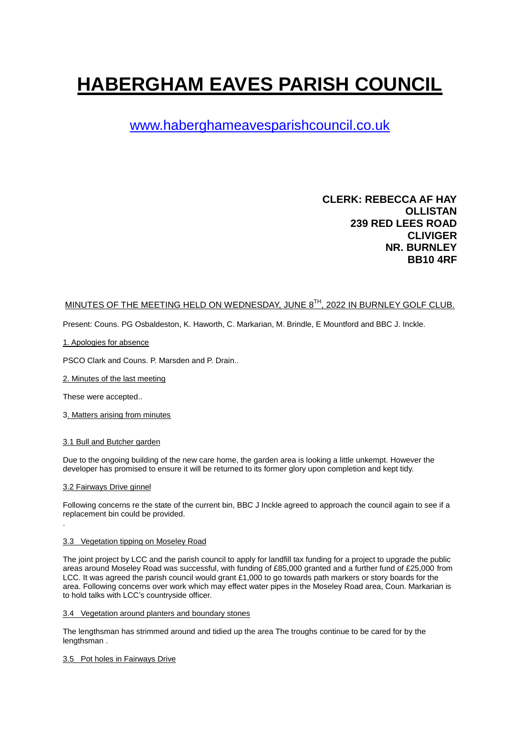# HABERGHAM EAVES PARISH COUNCIL

www.haberghameavesparishcouncil.co.uk

**CLERK: REBECCA AF HAY**
**OLLISTAN**
**239 RED LEES ROAD**
**CLIVIGER**
**NR. BURNLEY**
**BB10 4RF**

MINUTES OF THE MEETING HELD ON WEDNESDAY, JUNE 8TH, 2022 IN BURNLEY GOLF CLUB.

Present: Couns. PG Osbaldeston, K. Haworth, C. Markarian, M. Brindle, E Mountford and BBC J. Inckle.

1. Apologies for absence

PSCO Clark and Couns. P. Marsden and P. Drain..

2. Minutes of the last meeting

These were accepted..

3. Matters arising from minutes

3.1 Bull and Butcher garden

Due to the ongoing building of the new care home, the garden area is looking a little unkempt. However the developer has promised to ensure it will be returned to its former glory upon completion and kept tidy.

3.2 Fairways Drive ginnel

Following concerns re the state of the current bin, BBC J Inckle agreed to approach the council again to see if a replacement bin could be provided.

.

3.3 Vegetation tipping on Moseley Road

The joint project by LCC and the parish council to apply for landfill tax funding for a project to upgrade the public areas around Moseley Road was successful, with funding of £85,000 granted and a further fund of £25,000 from LCC. It was agreed the parish council would grant £1,000 to go towards path markers or story boards for the area. Following concerns over work which may effect water pipes in the Moseley Road area, Coun. Markarian is to hold talks with LCC's countryside officer.

3.4 Vegetation around planters and boundary stones

The lengthsman has strimmed around and tidied up the area The troughs continue to be cared for by the lengthsman .

3.5 Pot holes in Fairways Drive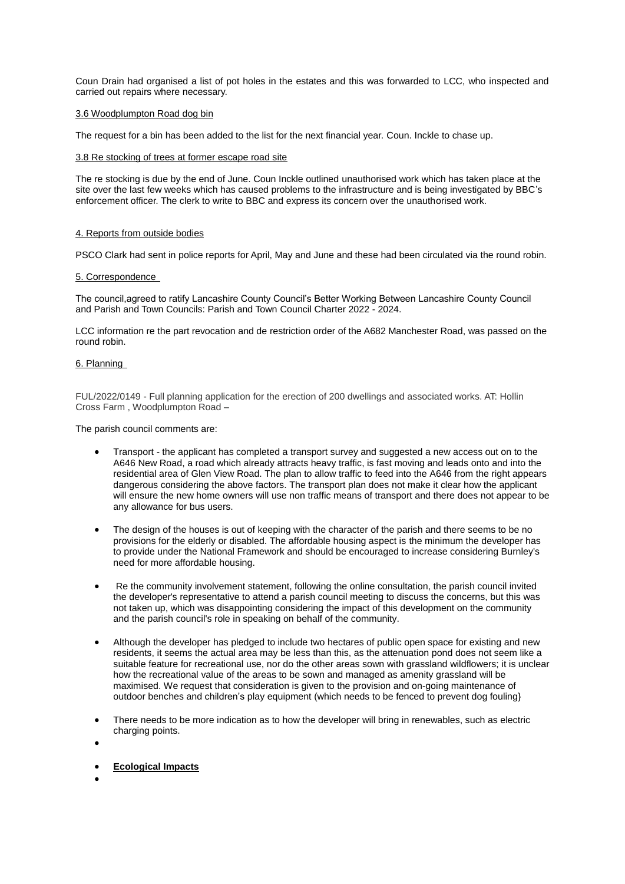Coun Drain had organised a list of pot holes in the estates and this was forwarded to LCC, who inspected and carried out repairs where necessary.

3.6 Woodplumpton Road dog bin

The request for a bin has been added to the list for the next financial year. Coun. Inckle to chase up.

3.8 Re stocking of trees at former escape road site

The re stocking is due by the end of June. Coun Inckle outlined unauthorised work which has taken place at the site over the last few weeks which has caused problems to the infrastructure and is being investigated by BBC's enforcement officer. The clerk to write to BBC and express its concern over the unauthorised work.

4. Reports from outside bodies

PSCO Clark had sent in police reports for April, May and June and these had been circulated via the round robin.

5. Correspondence

The council,agreed to ratify Lancashire County Council's Better Working Between Lancashire County Council and Parish and Town Councils: Parish and Town Council Charter 2022 - 2024.

LCC information re the part revocation and de restriction order of the A682 Manchester Road, was passed on the round robin.

6. Planning

FUL/2022/0149 - Full planning application for the erection of 200 dwellings and associated works. AT: Hollin Cross Farm , Woodplumpton Road –

The parish council comments are:

- Transport - the applicant has completed a transport survey and suggested a new access out on to the A646 New Road, a road which already attracts heavy traffic, is fast moving and leads onto and into the residential area of Glen View Road. The plan to allow traffic to feed into the A646 from the right appears dangerous considering the above factors. The transport plan does not make it clear how the applicant will ensure the new home owners will use non traffic means of transport and there does not appear to be any allowance for bus users.
- The design of the houses is out of keeping with the character of the parish and there seems to be no provisions for the elderly or disabled. The affordable housing aspect is the minimum the developer has to provide under the National Framework and should be encouraged to increase considering Burnley's need for more affordable housing.
- Re the community involvement statement, following the online consultation, the parish council invited the developer's representative to attend a parish council meeting to discuss the concerns, but this was not taken up, which was disappointing considering the impact of this development on the community and the parish council's role in speaking on behalf of the community.
- Although the developer has pledged to include two hectares of public open space for existing and new residents, it seems the actual area may be less than this, as the attenuation pond does not seem like a suitable feature for recreational use, nor do the other areas sown with grassland wildflowers; it is unclear how the recreational value of the areas to be sown and managed as amenity grassland will be maximised. We request that consideration is given to the provision and on-going maintenance of outdoor benches and children's play equipment (which needs to be fenced to prevent dog fouling}
- There needs to be more indication as to how the developer will bring in renewables, such as electric charging points.
- **Ecological Impacts**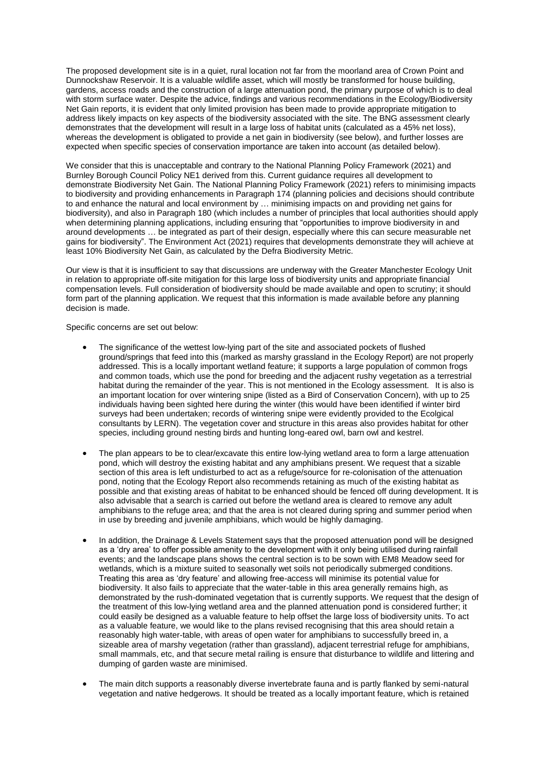The proposed development site is in a quiet, rural location not far from the moorland area of Crown Point and Dunnockshaw Reservoir. It is a valuable wildlife asset, which will mostly be transformed for house building, gardens, access roads and the construction of a large attenuation pond, the primary purpose of which is to deal with storm surface water. Despite the advice, findings and various recommendations in the Ecology/Biodiversity Net Gain reports, it is evident that only limited provision has been made to provide appropriate mitigation to address likely impacts on key aspects of the biodiversity associated with the site. The BNG assessment clearly demonstrates that the development will result in a large loss of habitat units (calculated as a 45% net loss), whereas the development is obligated to provide a net gain in biodiversity (see below), and further losses are expected when specific species of conservation importance are taken into account (as detailed below).

We consider that this is unacceptable and contrary to the National Planning Policy Framework (2021) and Burnley Borough Council Policy NE1 derived from this. Current guidance requires all development to demonstrate Biodiversity Net Gain. The National Planning Policy Framework (2021) refers to minimising impacts to biodiversity and providing enhancements in Paragraph 174 (planning policies and decisions should contribute to and enhance the natural and local environment by … minimising impacts on and providing net gains for biodiversity), and also in Paragraph 180 (which includes a number of principles that local authorities should apply when determining planning applications, including ensuring that "opportunities to improve biodiversity in and around developments … be integrated as part of their design, especially where this can secure measurable net gains for biodiversity". The Environment Act (2021) requires that developments demonstrate they will achieve at least 10% Biodiversity Net Gain, as calculated by the Defra Biodiversity Metric.

Our view is that it is insufficient to say that discussions are underway with the Greater Manchester Ecology Unit in relation to appropriate off-site mitigation for this large loss of biodiversity units and appropriate financial compensation levels. Full consideration of biodiversity should be made available and open to scrutiny; it should form part of the planning application. We request that this information is made available before any planning decision is made.

Specific concerns are set out below:

- The significance of the wettest low-lying part of the site and associated pockets of flushed ground/springs that feed into this (marked as marshy grassland in the Ecology Report) are not properly addressed. This is a locally important wetland feature; it supports a large population of common frogs and common toads, which use the pond for breeding and the adjacent rushy vegetation as a terrestrial habitat during the remainder of the year. This is not mentioned in the Ecology assessment. It is also is an important location for over wintering snipe (listed as a Bird of Conservation Concern), with up to 25 individuals having been sighted here during the winter (this would have been identified if winter bird surveys had been undertaken; records of wintering snipe were evidently provided to the Ecolgical consultants by LERN). The vegetation cover and structure in this areas also provides habitat for other species, including ground nesting birds and hunting long-eared owl, barn owl and kestrel.

- The plan appears to be to clear/excavate this entire low-lying wetland area to form a large attenuation pond, which will destroy the existing habitat and any amphibians present. We request that a sizable section of this area is left undisturbed to act as a refuge/source for re-colonisation of the attenuation pond, noting that the Ecology Report also recommends retaining as much of the existing habitat as possible and that existing areas of habitat to be enhanced should be fenced off during development. It is also advisable that a search is carried out before the wetland area is cleared to remove any adult amphibians to the refuge area; and that the area is not cleared during spring and summer period when in use by breeding and juvenile amphibians, which would be highly damaging.

- In addition, the Drainage & Levels Statement says that the proposed attenuation pond will be designed as a 'dry area' to offer possible amenity to the development with it only being utilised during rainfall events; and the landscape plans shows the central section is to be sown with EM8 Meadow seed for wetlands, which is a mixture suited to seasonally wet soils not periodically submerged conditions. Treating this area as 'dry feature' and allowing free-access will minimise its potential value for biodiversity. It also fails to appreciate that the water-table in this area generally remains high, as demonstrated by the rush-dominated vegetation that is currently supports. We request that the design of the treatment of this low-lying wetland area and the planned attenuation pond is considered further; it could easily be designed as a valuable feature to help offset the large loss of biodiversity units. To act as a valuable feature, we would like to the plans revised recognising that this area should retain a reasonably high water-table, with areas of open water for amphibians to successfully breed in, a sizeable area of marshy vegetation (rather than grassland), adjacent terrestrial refuge for amphibians, small mammals, etc, and that secure metal railing is ensure that disturbance to wildlife and littering and dumping of garden waste are minimised.

- The main ditch supports a reasonably diverse invertebrate fauna and is partly flanked by semi-natural vegetation and native hedgerows. It should be treated as a locally important feature, which is retained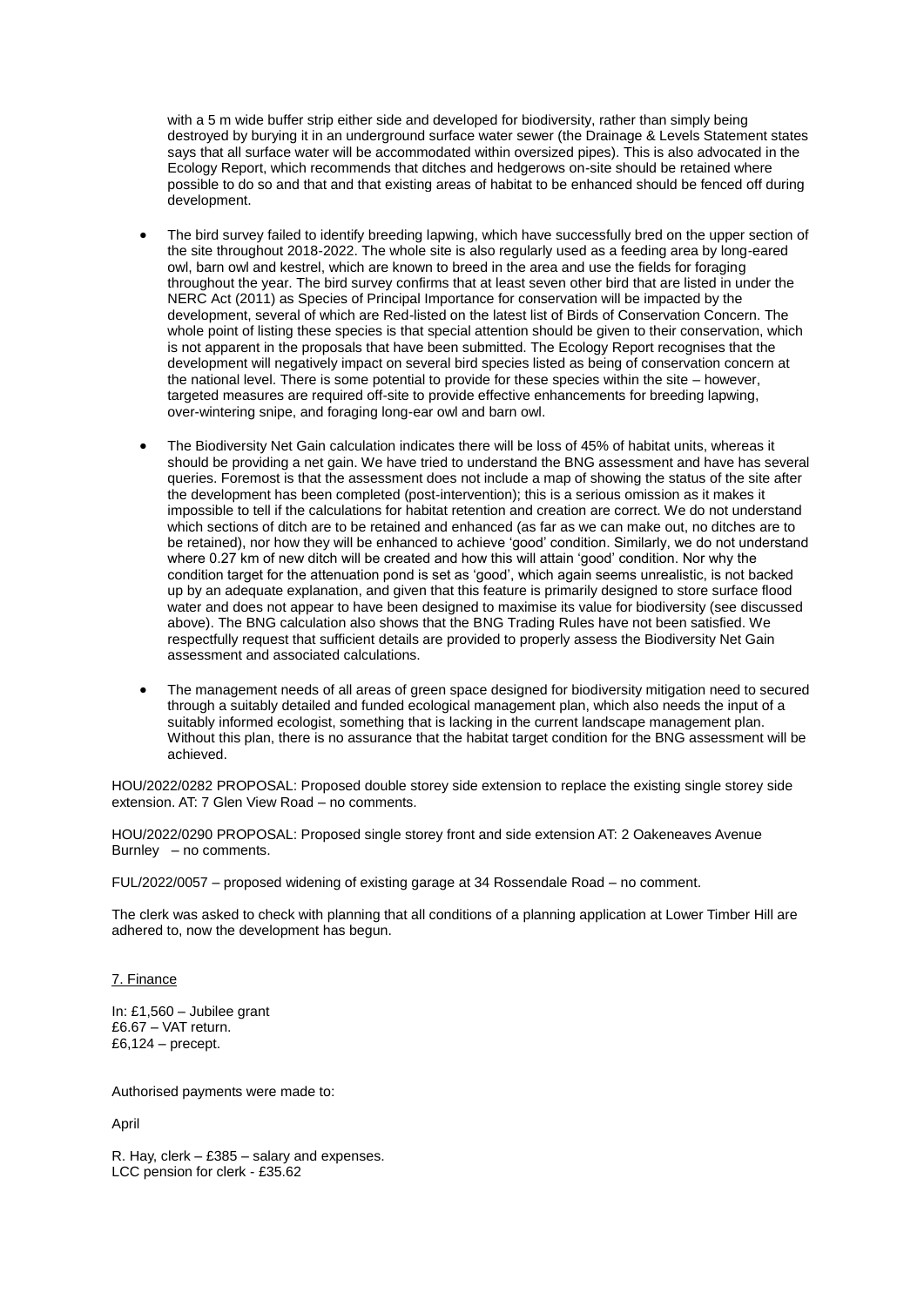with a 5 m wide buffer strip either side and developed for biodiversity, rather than simply being destroyed by burying it in an underground surface water sewer (the Drainage & Levels Statement states says that all surface water will be accommodated within oversized pipes). This is also advocated in the Ecology Report, which recommends that ditches and hedgerows on-site should be retained where possible to do so and that and that existing areas of habitat to be enhanced should be fenced off during development.

- The bird survey failed to identify breeding lapwing, which have successfully bred on the upper section of the site throughout 2018-2022. The whole site is also regularly used as a feeding area by long-eared owl, barn owl and kestrel, which are known to breed in the area and use the fields for foraging throughout the year. The bird survey confirms that at least seven other bird that are listed in under the NERC Act (2011) as Species of Principal Importance for conservation will be impacted by the development, several of which are Red-listed on the latest list of Birds of Conservation Concern. The whole point of listing these species is that special attention should be given to their conservation, which is not apparent in the proposals that have been submitted. The Ecology Report recognises that the development will negatively impact on several bird species listed as being of conservation concern at the national level. There is some potential to provide for these species within the site – however, targeted measures are required off-site to provide effective enhancements for breeding lapwing, over-wintering snipe, and foraging long-ear owl and barn owl.

- The Biodiversity Net Gain calculation indicates there will be loss of 45% of habitat units, whereas it should be providing a net gain. We have tried to understand the BNG assessment and have has several queries. Foremost is that the assessment does not include a map of showing the status of the site after the development has been completed (post-intervention); this is a serious omission as it makes it impossible to tell if the calculations for habitat retention and creation are correct. We do not understand which sections of ditch are to be retained and enhanced (as far as we can make out, no ditches are to be retained), nor how they will be enhanced to achieve 'good' condition. Similarly, we do not understand where 0.27 km of new ditch will be created and how this will attain 'good' condition. Nor why the condition target for the attenuation pond is set as 'good', which again seems unrealistic, is not backed up by an adequate explanation, and given that this feature is primarily designed to store surface flood water and does not appear to have been designed to maximise its value for biodiversity (see discussed above). The BNG calculation also shows that the BNG Trading Rules have not been satisfied. We respectfully request that sufficient details are provided to properly assess the Biodiversity Net Gain assessment and associated calculations.

- The management needs of all areas of green space designed for biodiversity mitigation need to secured through a suitably detailed and funded ecological management plan, which also needs the input of a suitably informed ecologist, something that is lacking in the current landscape management plan. Without this plan, there is no assurance that the habitat target condition for the BNG assessment will be achieved.

HOU/2022/0282 PROPOSAL: Proposed double storey side extension to replace the existing single storey side extension. AT: 7 Glen View Road – no comments.

HOU/2022/0290 PROPOSAL: Proposed single storey front and side extension AT: 2 Oakeneaves Avenue Burnley – no comments.

FUL/2022/0057 – proposed widening of existing garage at 34 Rossendale Road – no comment.

The clerk was asked to check with planning that all conditions of a planning application at Lower Timber Hill are adhered to, now the development has begun.

7. Finance

In: £1,560 – Jubilee grant
£6.67 – VAT return.
£6,124 – precept.

Authorised payments were made to:

April

R. Hay, clerk – £385 – salary and expenses.
LCC pension for clerk - £35.62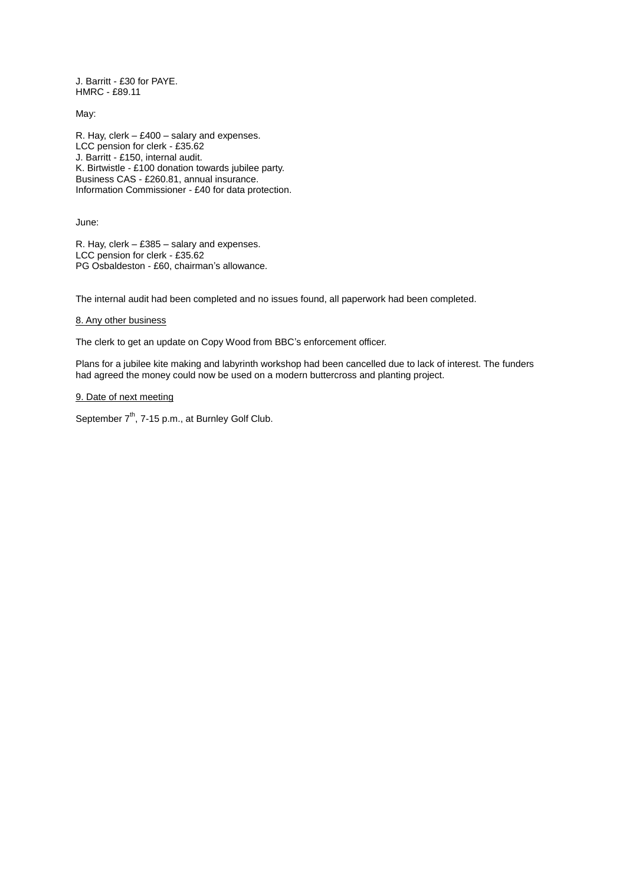J. Barritt - £30 for PAYE.
HMRC - £89.11

May:

R. Hay, clerk – £400 – salary and expenses.
LCC pension for clerk - £35.62
J. Barritt - £150, internal audit.
K. Birtwistle - £100 donation towards jubilee party.
Business CAS - £260.81, annual insurance.
Information Commissioner - £40 for data protection.

June:

R. Hay, clerk – £385 – salary and expenses.
LCC pension for clerk - £35.62
PG Osbaldeston - £60, chairman's allowance.

The internal audit had been completed and no issues found, all paperwork had been completed.

8. Any other business

The clerk to get an update on Copy Wood from BBC's enforcement officer.

Plans for a jubilee kite making and labyrinth workshop had been cancelled due to lack of interest. The funders had agreed the money could now be used on a modern buttercross and planting project.

9. Date of next meeting

September 7th, 7-15 p.m., at Burnley Golf Club.